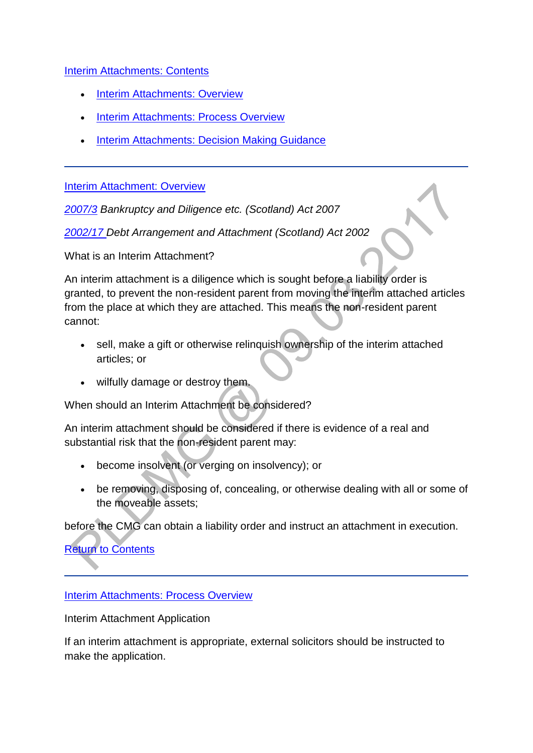Interim Attachments: Contents

- Interim Attachments: Overview
- Interim Attachments: Process Overview
- Interim Attachments: Decision Making Guidance

---

## Interim Attachment: Overview

2007/3 *Bankruptcy and Diligence etc. (Scotland) Act 2007*

2002/17 *Debt Arrangement and Attachment (Scotland) Act 2002*

What is an Interim Attachment?

An interim attachment is a diligence which is sought before a liability order is granted, to prevent the non-resident parent from moving the interim attached articles from the place at which they are attached. This means the non-resident parent cannot:

- sell, make a gift or otherwise relinquish ownership of the interim attached articles; or
- wilfully damage or destroy them.

When should an Interim Attachment be considered?

An interim attachment should be considered if there is evidence of a real and substantial risk that the non-resident parent may:

- become insolvent (or verging on insolvency); or
- be removing, disposing of, concealing, or otherwise dealing with all or some of the moveable assets;

before the CMG can obtain a liability order and instruct an attachment in execution.

Return to Contents

---

## Interim Attachments: Process Overview

Interim Attachment Application

If an interim attachment is appropriate, external solicitors should be instructed to make the application.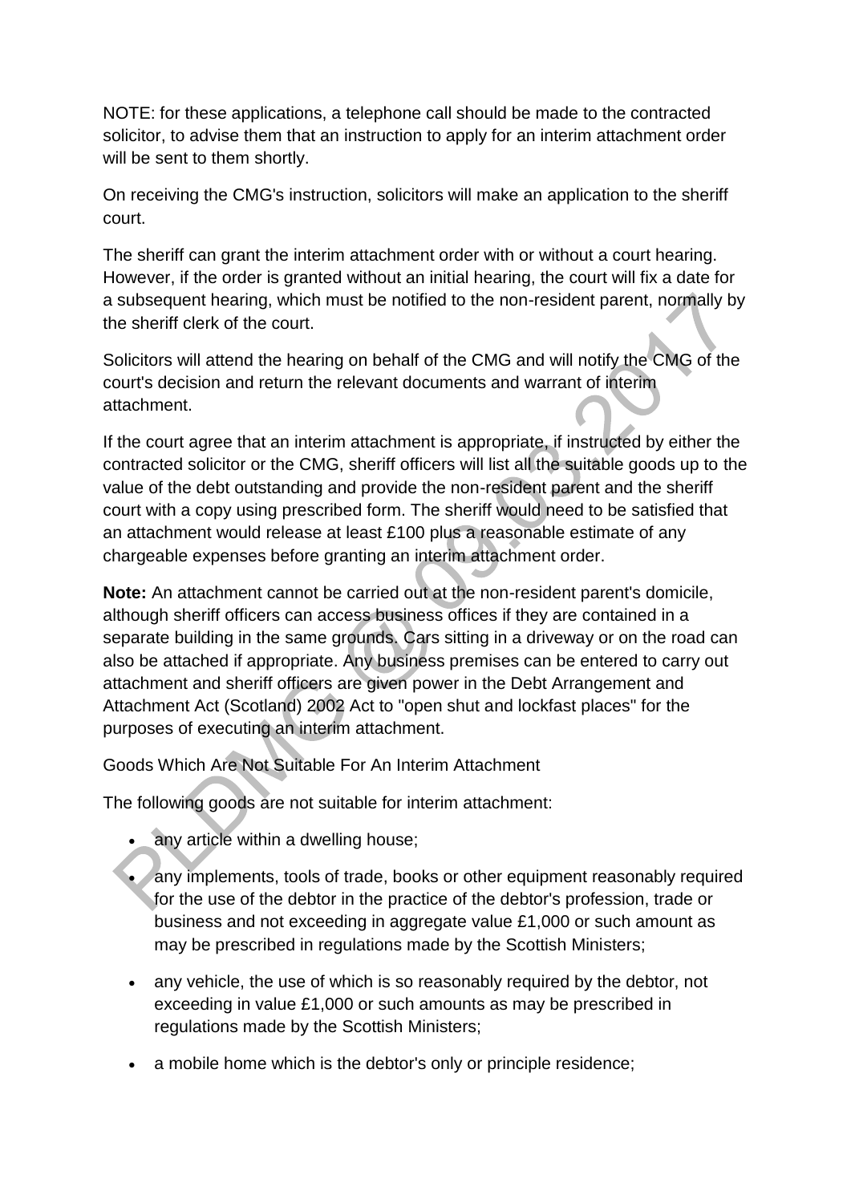NOTE: for these applications, a telephone call should be made to the contracted solicitor, to advise them that an instruction to apply for an interim attachment order will be sent to them shortly.

On receiving the CMG's instruction, solicitors will make an application to the sheriff court.

The sheriff can grant the interim attachment order with or without a court hearing. However, if the order is granted without an initial hearing, the court will fix a date for a subsequent hearing, which must be notified to the non-resident parent, normally by the sheriff clerk of the court.

Solicitors will attend the hearing on behalf of the CMG and will notify the CMG of the court's decision and return the relevant documents and warrant of interim attachment.

If the court agree that an interim attachment is appropriate, if instructed by either the contracted solicitor or the CMG, sheriff officers will list all the suitable goods up to the value of the debt outstanding and provide the non-resident parent and the sheriff court with a copy using prescribed form. The sheriff would need to be satisfied that an attachment would release at least £100 plus a reasonable estimate of any chargeable expenses before granting an interim attachment order.

**Note:** An attachment cannot be carried out at the non-resident parent's domicile, although sheriff officers can access business offices if they are contained in a separate building in the same grounds. Cars sitting in a driveway or on the road can also be attached if appropriate. Any business premises can be entered to carry out attachment and sheriff officers are given power in the Debt Arrangement and Attachment Act (Scotland) 2002 Act to "open shut and lockfast places" for the purposes of executing an interim attachment.

Goods Which Are Not Suitable For An Interim Attachment

The following goods are not suitable for interim attachment:

- any article within a dwelling house;
- any implements, tools of trade, books or other equipment reasonably required for the use of the debtor in the practice of the debtor's profession, trade or business and not exceeding in aggregate value £1,000 or such amount as may be prescribed in regulations made by the Scottish Ministers;
- any vehicle, the use of which is so reasonably required by the debtor, not exceeding in value £1,000 or such amounts as may be prescribed in regulations made by the Scottish Ministers;
- a mobile home which is the debtor's only or principle residence;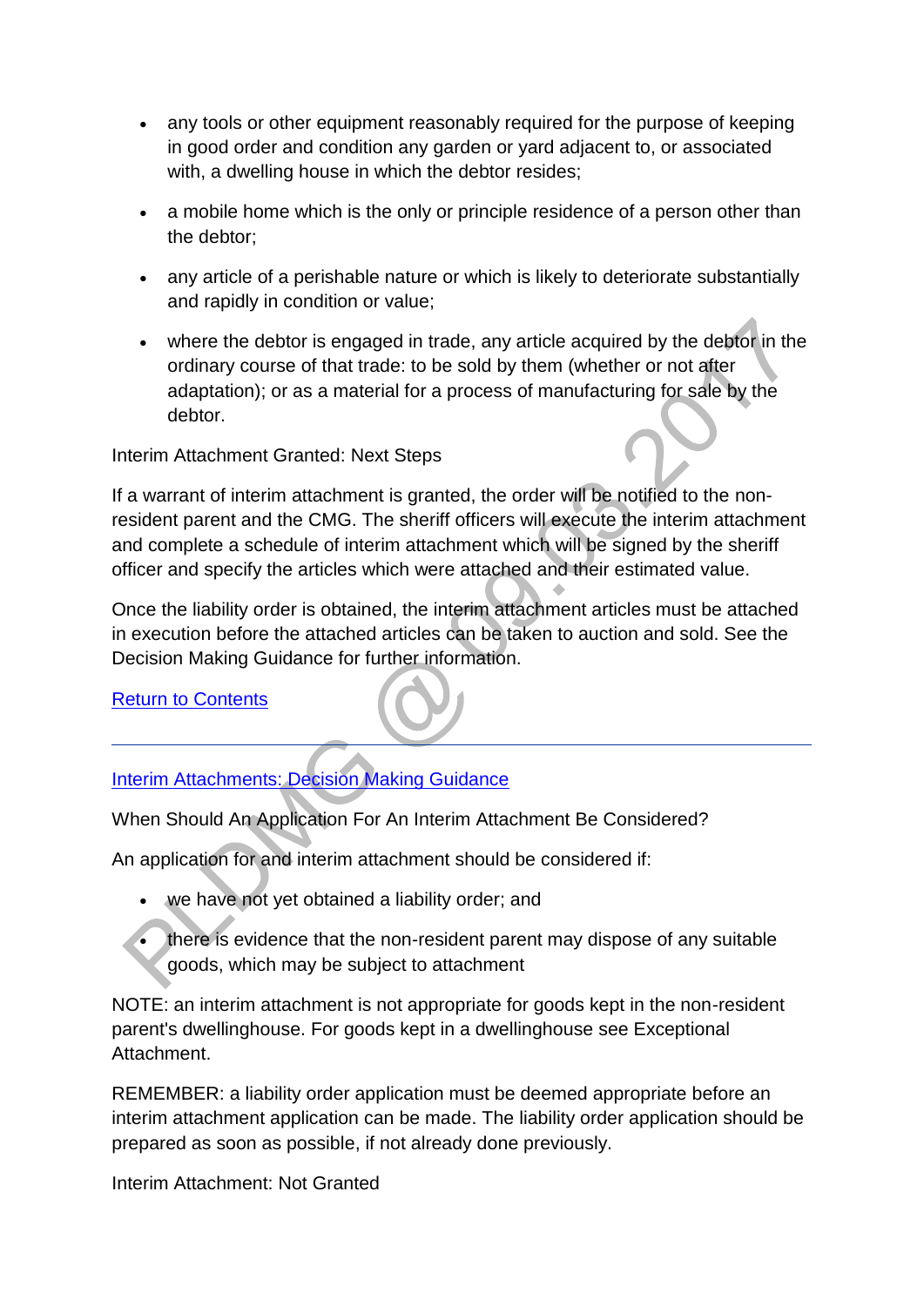- any tools or other equipment reasonably required for the purpose of keeping in good order and condition any garden or yard adjacent to, or associated with, a dwelling house in which the debtor resides;
- a mobile home which is the only or principle residence of a person other than the debtor;
- any article of a perishable nature or which is likely to deteriorate substantially and rapidly in condition or value;
- where the debtor is engaged in trade, any article acquired by the debtor in the ordinary course of that trade: to be sold by them (whether or not after adaptation); or as a material for a process of manufacturing for sale by the debtor.

Interim Attachment Granted: Next Steps

If a warrant of interim attachment is granted, the order will be notified to the non-resident parent and the CMG. The sheriff officers will execute the interim attachment and complete a schedule of interim attachment which will be signed by the sheriff officer and specify the articles which were attached and their estimated value.

Once the liability order is obtained, the interim attachment articles must be attached in execution before the attached articles can be taken to auction and sold. See the Decision Making Guidance for further information.

[Return to Contents]

---

[Interim Attachments: Decision Making Guidance]

When Should An Application For An Interim Attachment Be Considered?

An application for and interim attachment should be considered if:

- we have not yet obtained a liability order; and
- there is evidence that the non-resident parent may dispose of any suitable goods, which may be subject to attachment

NOTE: an interim attachment is not appropriate for goods kept in the non-resident parent's dwellinghouse. For goods kept in a dwellinghouse see Exceptional Attachment.

REMEMBER: a liability order application must be deemed appropriate before an interim attachment application can be made. The liability order application should be prepared as soon as possible, if not already done previously.

Interim Attachment: Not Granted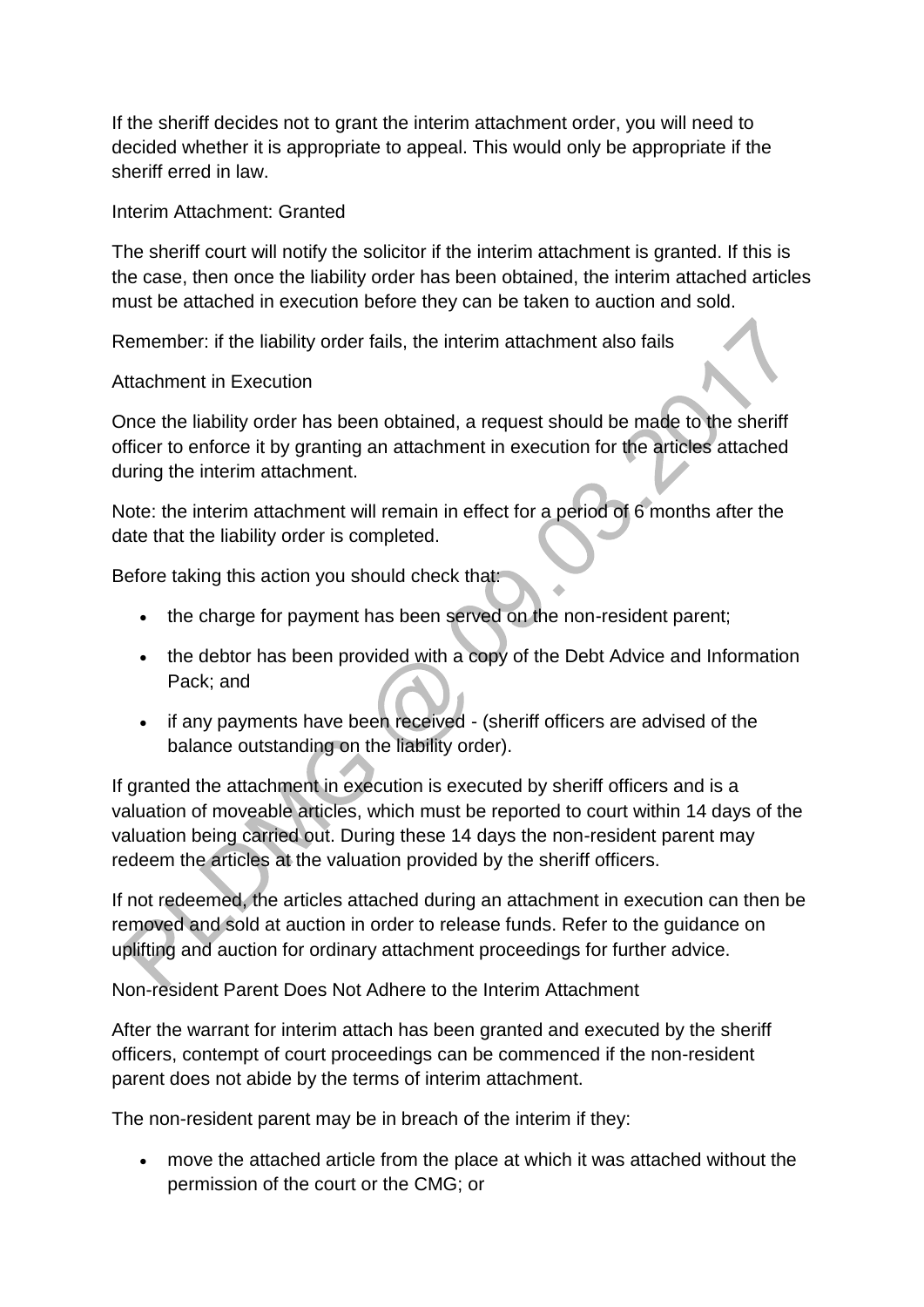If the sheriff decides not to grant the interim attachment order, you will need to decided whether it is appropriate to appeal. This would only be appropriate if the sheriff erred in law.

Interim Attachment: Granted

The sheriff court will notify the solicitor if the interim attachment is granted. If this is the case, then once the liability order has been obtained, the interim attached articles must be attached in execution before they can be taken to auction and sold.

Remember: if the liability order fails, the interim attachment also fails

Attachment in Execution

Once the liability order has been obtained, a request should be made to the sheriff officer to enforce it by granting an attachment in execution for the articles attached during the interim attachment.

Note: the interim attachment will remain in effect for a period of 6 months after the date that the liability order is completed.

Before taking this action you should check that:

- the charge for payment has been served on the non-resident parent;
- the debtor has been provided with a copy of the Debt Advice and Information Pack; and
- if any payments have been received - (sheriff officers are advised of the balance outstanding on the liability order).

If granted the attachment in execution is executed by sheriff officers and is a valuation of moveable articles, which must be reported to court within 14 days of the valuation being carried out. During these 14 days the non-resident parent may redeem the articles at the valuation provided by the sheriff officers.

If not redeemed, the articles attached during an attachment in execution can then be removed and sold at auction in order to release funds. Refer to the guidance on uplifting and auction for ordinary attachment proceedings for further advice.

Non-resident Parent Does Not Adhere to the Interim Attachment

After the warrant for interim attach has been granted and executed by the sheriff officers, contempt of court proceedings can be commenced if the non-resident parent does not abide by the terms of interim attachment.

The non-resident parent may be in breach of the interim if they:

- move the attached article from the place at which it was attached without the permission of the court or the CMG; or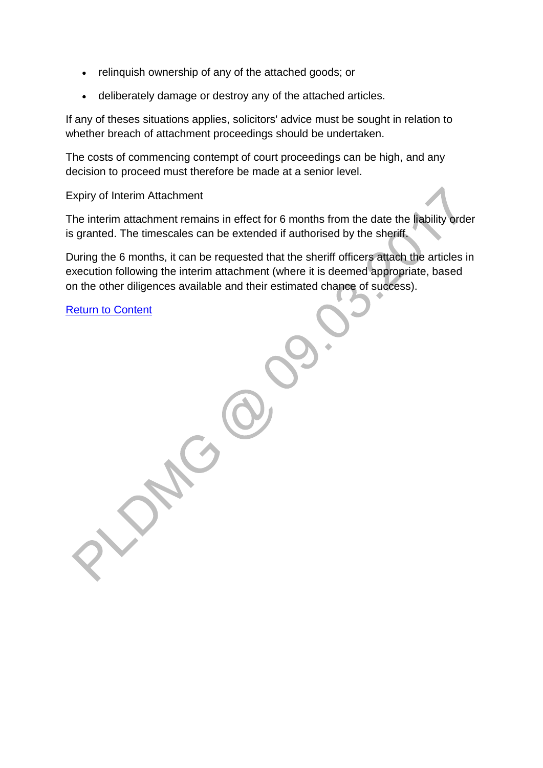- relinquish ownership of any of the attached goods; or
- deliberately damage or destroy any of the attached articles.

If any of theses situations applies, solicitors' advice must be sought in relation to whether breach of attachment proceedings should be undertaken.

The costs of commencing contempt of court proceedings can be high, and any decision to proceed must therefore be made at a senior level.

Expiry of Interim Attachment

The interim attachment remains in effect for 6 months from the date the liability order is granted. The timescales can be extended if authorised by the sheriff.

During the 6 months, it can be requested that the sheriff officers attach the articles in execution following the interim attachment (where it is deemed appropriate, based on the other diligences available and their estimated chance of success).

Return to Content